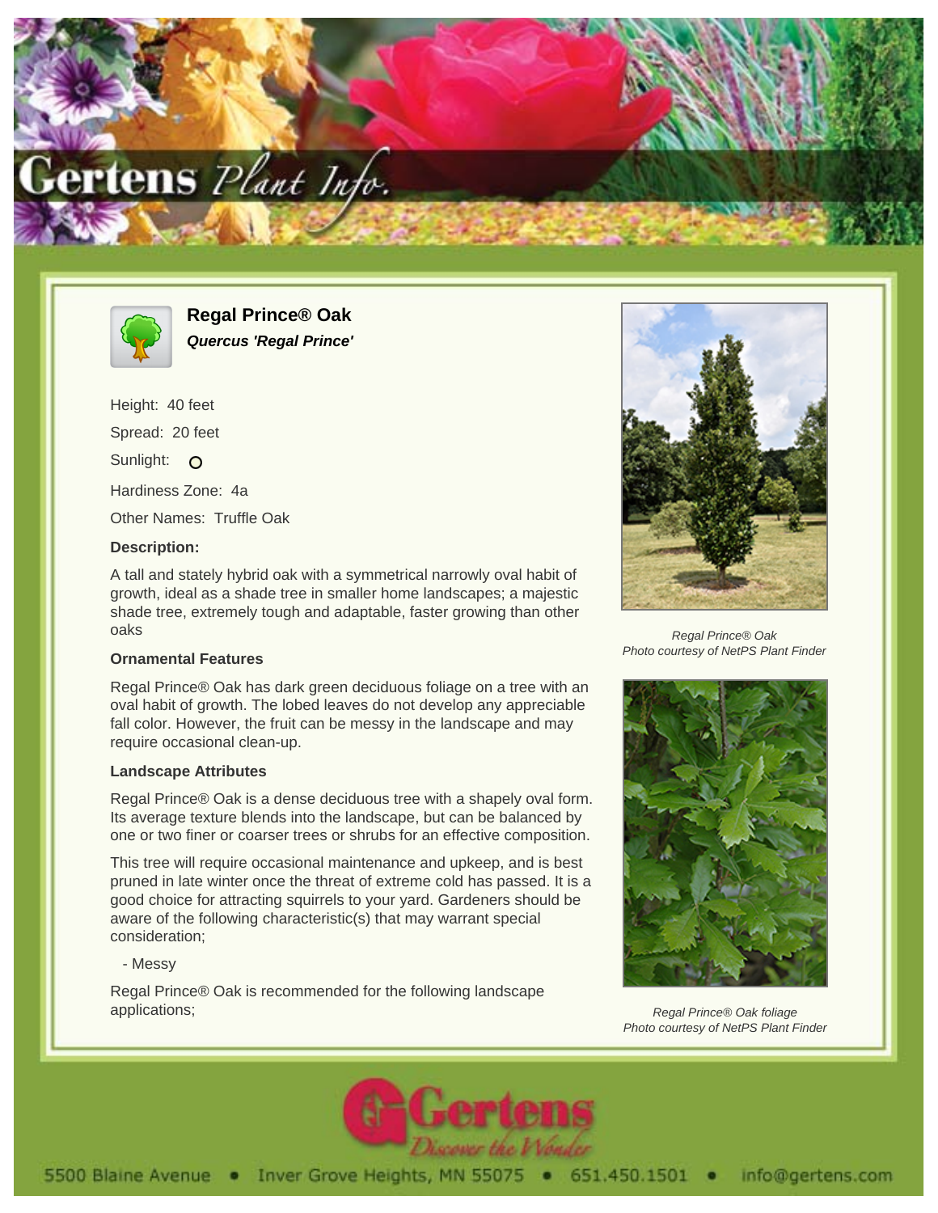# Regal Prince® Oak

***Quercus 'Regal Prince'***

Height: 40 feet

Spread: 20 feet

Sunlight: O

Hardiness Zone: 4a

Other Names: Truffle Oak

**Description:**

A tall and stately hybrid oak with a symmetrical narrowly oval habit of growth, ideal as a shade tree in smaller home landscapes; a majestic shade tree, extremely tough and adaptable, faster growing than other oaks

### Ornamental Features

Regal Prince® Oak has dark green deciduous foliage on a tree with an oval habit of growth. The lobed leaves do not develop any appreciable fall color. However, the fruit can be messy in the landscape and may require occasional clean-up.

### Landscape Attributes

Regal Prince® Oak is a dense deciduous tree with a shapely oval form. Its average texture blends into the landscape, but can be balanced by one or two finer or coarser trees or shrubs for an effective composition.

This tree will require occasional maintenance and upkeep, and is best pruned in late winter once the threat of extreme cold has passed. It is a good choice for attracting squirrels to your yard. Gardeners should be aware of the following characteristic(s) that may warrant special consideration;

- Messy

Regal Prince® Oak is recommended for the following landscape applications;

*Regal Prince® Oak*
*Photo courtesy of NetPS Plant Finder*

*Regal Prince® Oak foliage*
*Photo courtesy of NetPS Plant Finder*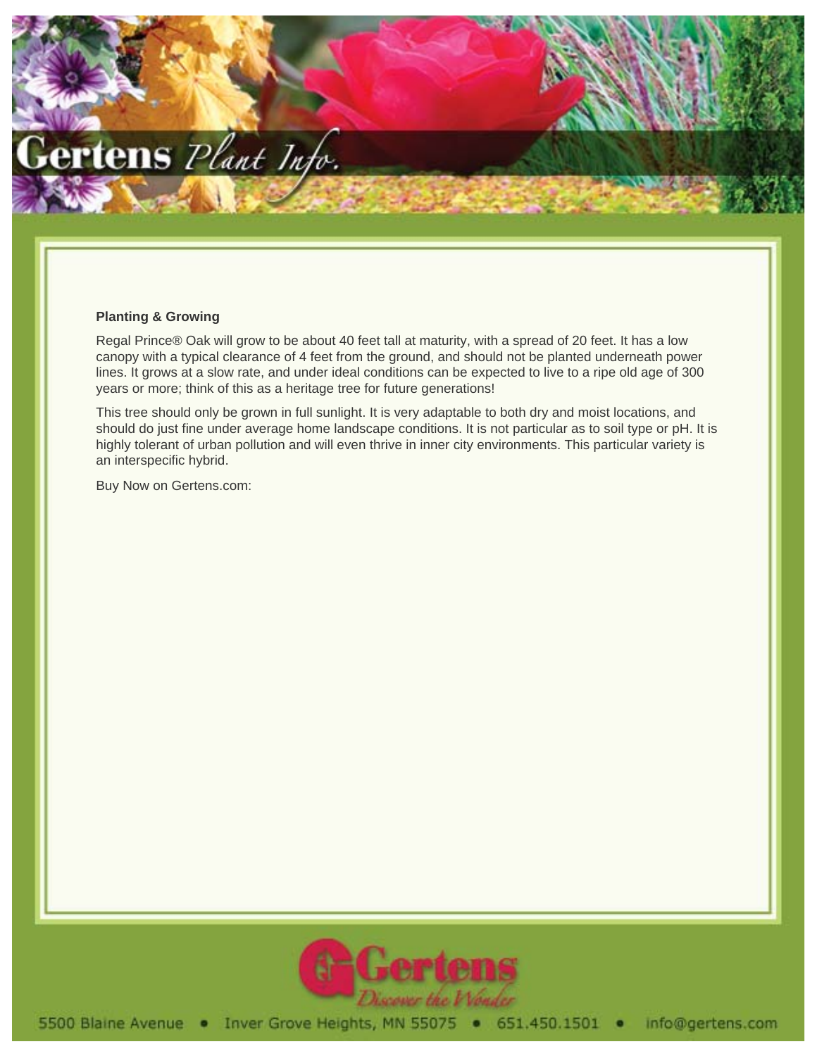**Planting & Growing**

Regal Prince® Oak will grow to be about 40 feet tall at maturity, with a spread of 20 feet. It has a low canopy with a typical clearance of 4 feet from the ground, and should not be planted underneath power lines. It grows at a slow rate, and under ideal conditions can be expected to live to a ripe old age of 300 years or more; think of this as a heritage tree for future generations!

This tree should only be grown in full sunlight. It is very adaptable to both dry and moist locations, and should do just fine under average home landscape conditions. It is not particular as to soil type or pH. It is highly tolerant of urban pollution and will even thrive in inner city environments. This particular variety is an interspecific hybrid.

Buy Now on Gertens.com: